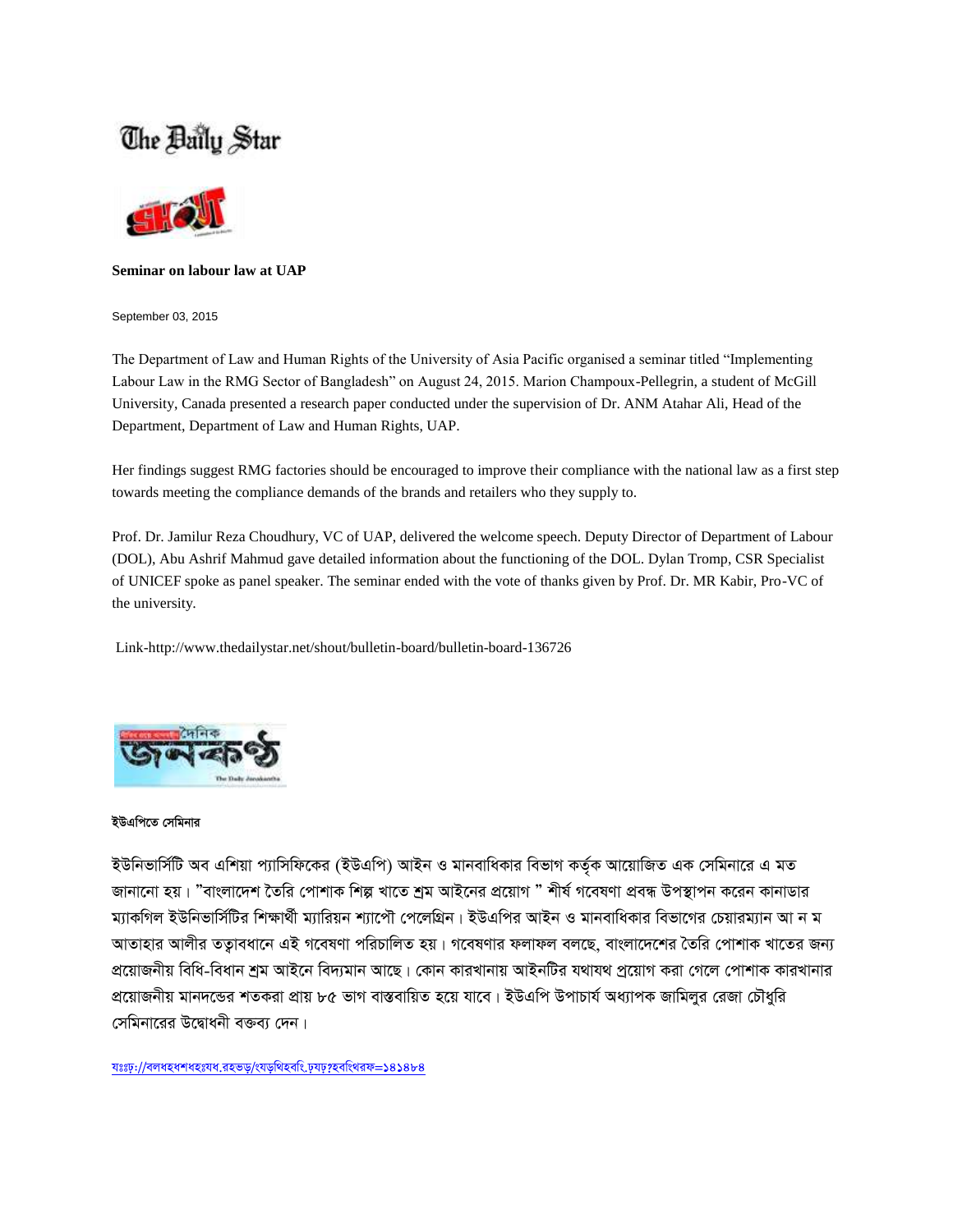**Seminar on labour law at UAP**

September 03, 2015

The Department of Law and Human Rights of the University of Asia Pacific organised a seminar titled “Implementing Labour Law in the RMG Sector of Bangladesh” on August 24, 2015. Marion Champoux-Pellegrin, a student of McGill University, Canada presented a research paper conducted under the supervision of Dr. ANM Atahar Ali, Head of the Department, Department of Law and Human Rights, UAP.

Her findings suggest RMG factories should be encouraged to improve their compliance with the national law as a first step towards meeting the compliance demands of the brands and retailers who they supply to.

Prof. Dr. Jamilur Reza Choudhury, VC of UAP, delivered the welcome speech. Deputy Director of Department of Labour (DOL), Abu Ashrif Mahmud gave detailed information about the functioning of the DOL. Dylan Tromp, CSR Specialist of UNICEF spoke as panel speaker. The seminar ended with the vote of thanks given by Prof. Dr. MR Kabir, Pro-VC of the university.

Link-http://www.thedailystar.net/shout/bulletin-board/bulletin-board-136726

**ইউএপিতে সেমিনার**

ইউনিভার্সিটি অব এশিয়া প্যাসিফিকের (ইউএপি) আইন ও মানবাধিকার বিভাগ কর্তৃক আয়োজিত এক সেমিনারে এ মত জানানো হয়। "বাংলাদেশ তৈরি পোশাক শিল্প খাতে শ্রম আইনের প্রয়োগ " শীর্ষ গবেষণা প্রবন্ধ উপস্থাপন করেন কানাডার ম্যাকগিল ইউনিভার্সিটির শিক্ষার্থী ম্যারিয়ন শ্যাপৌ পেলেগ্রিন। ইউএপির আইন ও মানবাধিকার বিভাগের চেয়ারম্যান আ ন ম আতাহার আলীর তত্বাবধানে এই গবেষণা পরিচালিত হয়। গবেষণার ফলাফল বলছে, বাংলাদেশের তৈরি পোশাক খাতের জন্য প্রয়োজনীয় বিধি-বিধান শ্রম আইনে বিদ্যমান আছে। কোন কারখানায় আইনটির যথাযথ প্রয়োগ করা গেলে পোশাক কারখানার প্রয়োজনীয় মানদন্ডের শতকরা প্রায় ৮৫ ভাগ বাস্তবায়িত হয়ে যাবে। ইউএপি উপাচার্য অধ্যাপক জামিলুর রেজা চৌধুরি সেমিনারের উদ্বোধনী বক্তব্য দেন।

যঃঃঢ়://বলধহশধহঃযধ.পড়স/ৎবঢ়ড়ৎঃবৎং.ঢ়যঢ়?হবংিরফ=১৪১৪৮৪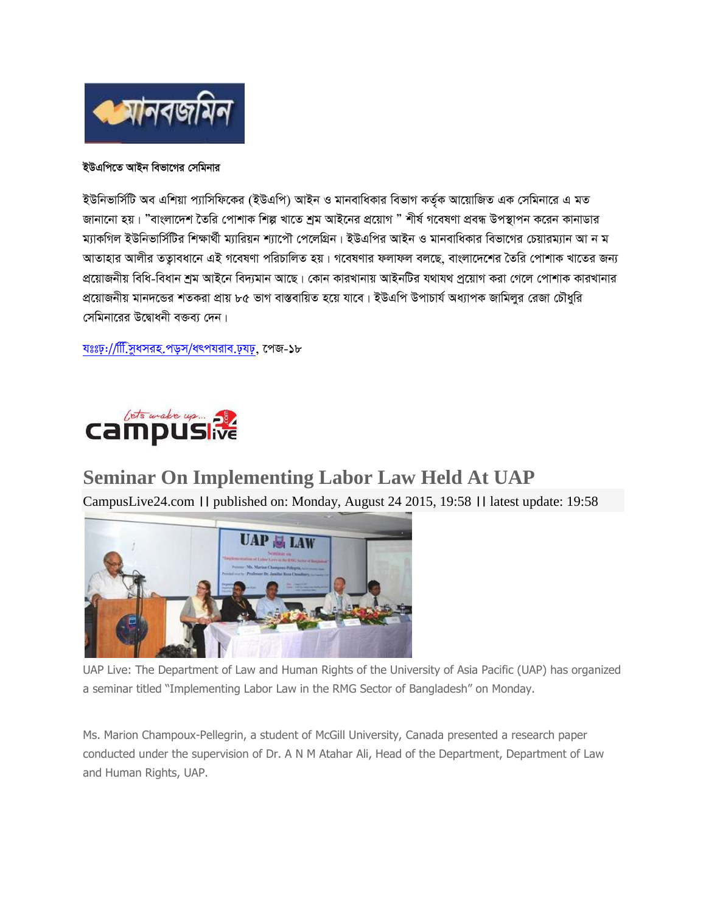মানবজমিন

**ইউএপিতে আইন বিভাগের সেমিনার**

ইউনিভার্সিটি অব এশিয়া প্যাসিফিকের (ইউএপি) আইন ও মানবাধিকার বিভাগ কর্তৃক আয়োজিত এক সেমিনারে এ মত জানানো হয়। "বাংলাদেশ তৈরি পোশাক শিল্প খাতে শ্রম আইনের প্রয়োগ " শীর্ষ গবেষণা প্রবন্ধ উপস্থাপন করেন কানাডার ম্যাকগিল ইউনিভার্সিটির শিক্ষার্থী ম্যারিয়ন শ্যাপৌ পেলেগ্রিন। ইউএপির আইন ও মানবাধিকার বিভাগের চেয়ারম্যান আ ন ম আতাহার আলীর তত্বাবধানে এই গবেষণা পরিচালিত হয়। গবেষণার ফলাফল বলছে, বাংলাদেশের তৈরি পোশাক খাতের জন্য প্রয়োজনীয় বিধি-বিধান শ্রম আইনে বিদ্যমান আছে। কোন কারখানায় আইনটির যথাযথ প্রয়োগ করা গেলে পোশাক কারখানার প্রয়োজনীয় মানদন্ডের শতকরা প্রায় ৮৫ ভাগ বাস্তবায়িত হয়ে যাবে। ইউএপি উপাচার্য অধ্যাপক জামিলুর রেজা চৌধুরি সেমিনারের উদ্বোধনী বক্তব্য দেন।

যঃঃঢ়://ররর.সধহধনুধসরহ.পড়স/ধৎপযরাব.ঢ়যঢ়, পেজ-১৮

campus live 24

# Seminar On Implementing Labor Law Held At UAP

CampusLive24.com || published on: Monday, August 24 2015, 19:58 || latest update: 19:58

UAP Live: The Department of Law and Human Rights of the University of Asia Pacific (UAP) has organized a seminar titled "Implementing Labor Law in the RMG Sector of Bangladesh" on Monday.

Ms. Marion Champoux-Pellegrin, a student of McGill University, Canada presented a research paper conducted under the supervision of Dr. A N M Atahar Ali, Head of the Department, Department of Law and Human Rights, UAP.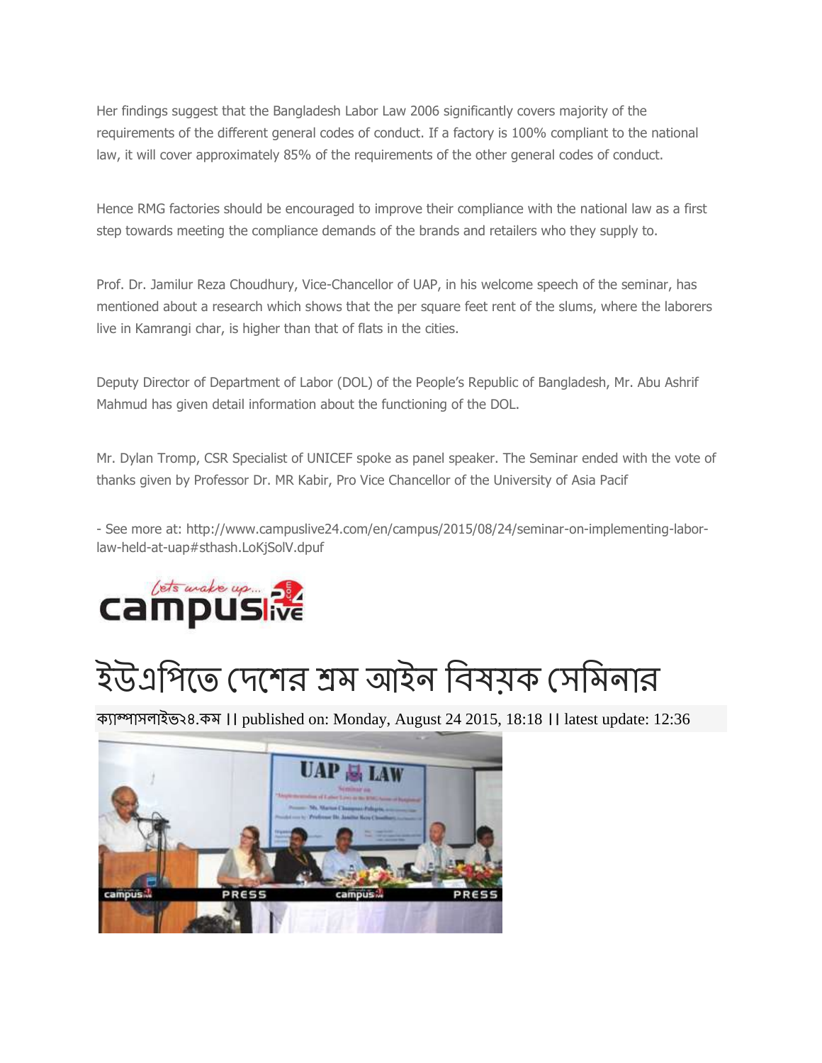Her findings suggest that the Bangladesh Labor Law 2006 significantly covers majority of the requirements of the different general codes of conduct. If a factory is 100% compliant to the national law, it will cover approximately 85% of the requirements of the other general codes of conduct.

Hence RMG factories should be encouraged to improve their compliance with the national law as a first step towards meeting the compliance demands of the brands and retailers who they supply to.

Prof. Dr. Jamilur Reza Choudhury, Vice-Chancellor of UAP, in his welcome speech of the seminar, has mentioned about a research which shows that the per square feet rent of the slums, where the laborers live in Kamrangi char, is higher than that of flats in the cities.

Deputy Director of Department of Labor (DOL) of the People's Republic of Bangladesh, Mr. Abu Ashrif Mahmud has given detail information about the functioning of the DOL.

Mr. Dylan Tromp, CSR Specialist of UNICEF spoke as panel speaker. The Seminar ended with the vote of thanks given by Professor Dr. MR Kabir, Pro Vice Chancellor of the University of Asia Pacif

- See more at: http://www.campuslive24.com/en/campus/2015/08/24/seminar-on-implementing-labor-law-held-at-uap#sthash.LoKjSolV.dpuf

# ইউএপিতে দেশের শ্রম আইন বিষয়ক সেমিনার

ক্যাম্পাসলাইভ২৪.কম || published on: Monday, August 24 2015, 18:18 || latest update: 12:36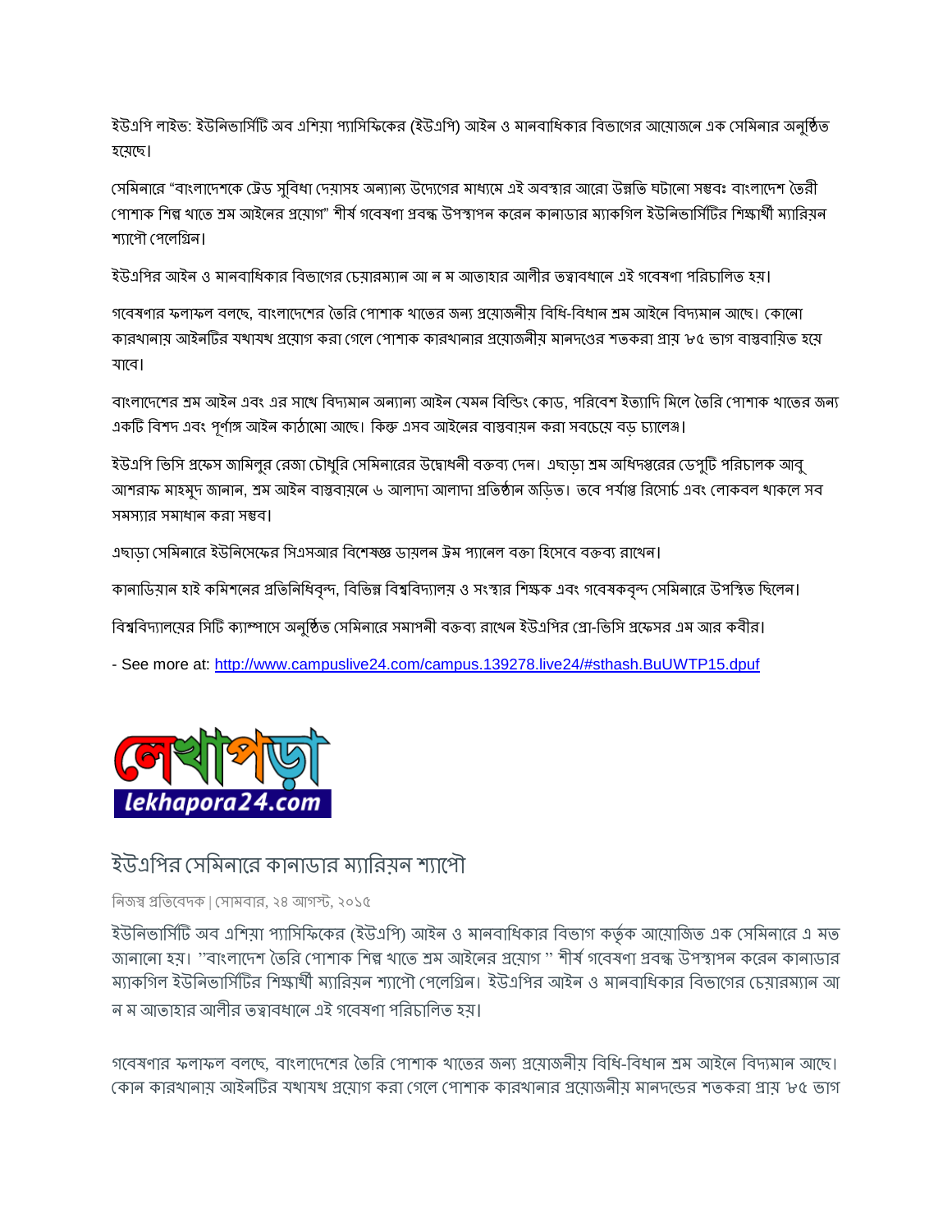ইউএপি লাইভ: ইউনিভার্সিটি অব এশিয়া প্যাসিফিকের (ইউএপি) আইন ও মানবাধিকার বিভাগের আয়োজনে এক সেমিনার অনুষ্ঠিত হয়েছে।

সেমিনারে "বাংলাদেশকে ট্রেড সুবিধা দেয়াসহ অন্যান্য উদ্যোগের মাধ্যমে এই অবস্থার আরো উন্নতি ঘটানো সম্ভবঃ বাংলাদেশ তৈরী পোশাক শিল্প খাতে শ্রম আইনের প্রয়োগ" শীর্ষ গবেষণা প্রবন্ধ উপস্থাপন করেন কানাডার ম্যাকগিল ইউনিভার্সিটির শিক্ষার্থী ম্যারিয়ন শ্যাপৌ পেলেগ্রিন।

ইউএপির আইন ও মানবাধিকার বিভাগের চেয়ারম্যান আ ন ম আতাহার আলীর তত্বাবধানে এই গবেষণা পরিচালিত হয়।

গবেষণার ফলাফল বলছে, বাংলাদেশের তৈরি পোশাক খাতের জন্য প্রয়োজনীয় বিধি-বিধান শ্রম আইনে বিদ্যমান আছে। কোনো কারখানায় আইনটির যথাযথ প্রয়োগ করা গেলে পোশাক কারখানার প্রয়োজনীয় মানদণ্ডের শতকরা প্রায় ৮৫ ভাগ বাস্তবায়িত হয়ে যাবে।

বাংলাদেশের শ্রম আইন এবং এর সাথে বিদ্যমান অন্যান্য আইন যেমন বিল্ডিং কোড, পরিবেশ ইত্যাদি মিলে তৈরি পোশাক খাতের জন্য একটি বিশদ এবং পূর্ণাঙ্গ আইন কাঠামো আছে। কিন্তু এসব আইনের বাস্তবায়ন করা সবচেয়ে বড় চ্যালেঞ্জ।

ইউএপি ভিসি প্রফেস জামিলুর রেজা চৌধুরি সেমিনারের উদ্বোধনী বক্তব্য দেন। এছাড়া শ্রম অধিদপ্তরের ডেপুটি পরিচালক আবু আশরাফ মাহমুদ জানান, শ্রম আইন বাস্তবায়নে ৬ আলাদা আলাদা প্রতিষ্ঠান জড়িত। তবে পর্যাপ্ত রিসোর্চ এবং লোকবল থাকলে সব সমস্যার সমাধান করা সম্ভব।

এছাড়া সেমিনারে ইউনিসেফের সিএসআর বিশেষজ্ঞ ডায়লন ট্রম প্যানেল বক্তা হিসেবে বক্তব্য রাখেন।

কানাডিয়ান হাই কমিশনের প্রতিনিধিবৃন্দ, বিভিন্ন বিশ্ববিদ্যালয় ও সংস্থার শিক্ষক এবং গবেষকবৃন্দ সেমিনারে উপস্থিত ছিলেন।

বিশ্ববিদ্যালয়ের সিটি ক্যাম্পাসে অনুষ্ঠিত সেমিনারে সমাপনী বক্তব্য রাখেন ইউএপির প্রো-ভিসি প্রফেসর এম আর কবীর।

- See more at: http://www.campuslive24.com/campus.139278.live24/#sthash.BuUWTP15.dpuf

লেখাপড়া
lekhapora24.com

## ইউএপির সেমিনারে কানাডার ম্যারিয়ন শ্যাপৌ

নিজস্ব প্রতিবেদক | সোমবার, ২৪ আগস্ট, ২০১৫

ইউনিভার্সিটি অব এশিয়া প্যাসিফিকের (ইউএপি) আইন ও মানবাধিকার বিভাগ কর্তৃক আয়োজিত এক সেমিনারে এ মত জানানো হয়। "বাংলাদেশ তৈরি পোশাক শিল্প খাতে শ্রম আইনের প্রয়োগ " শীর্ষ গবেষণা প্রবন্ধ উপস্থাপন করেন কানাডার ম্যাকগিল ইউনিভার্সিটির শিক্ষার্থী ম্যারিয়ন শ্যাপৌ পেলেগ্রিন। ইউএপির আইন ও মানবাধিকার বিভাগের চেয়ারম্যান আ ন ম আতাহার আলীর তত্বাবধানে এই গবেষণা পরিচালিত হয়।

গবেষণার ফলাফল বলছে, বাংলাদেশের তৈরি পোশাক খাতের জন্য প্রয়োজনীয় বিধি-বিধান শ্রম আইনে বিদ্যমান আছে। কোন কারখানায় আইনটির যথাযথ প্রয়োগ করা গেলে পোশাক কারখানার প্রয়োজনীয় মানদন্ডের শতকরা প্রায় ৮৫ ভাগ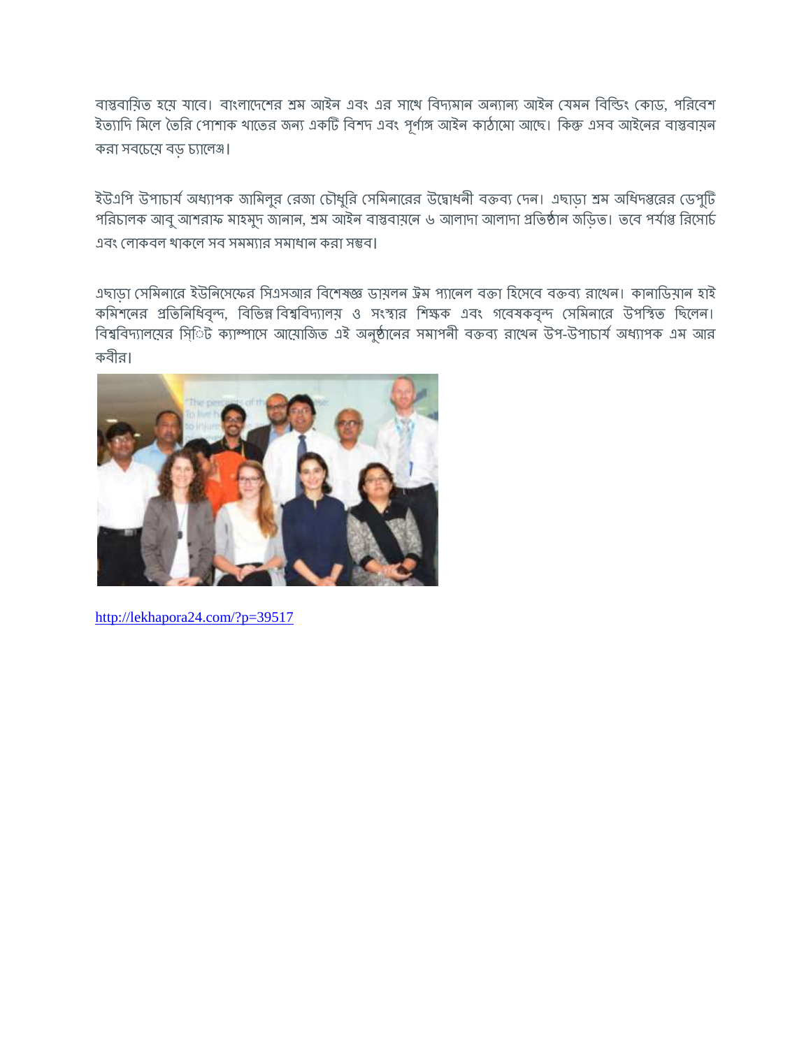বাস্তবায়িত হয়ে যাবে। বাংলাদেশের শ্রম আইন এবং এর সাথে বিদ্যমান অন্যান্য আইন যেমন বিল্ডিং কোড, পরিবেশ ইত্যাদি মিলে তৈরি পোশাক খাতের জন্য একটি বিশদ এবং পূর্ণাঙ্গ আইন কাঠামো আছে। কিন্তু এসব আইনের বাস্তবায়ন করা সবচেয়ে বড় চ্যালেঞ্জ।

ইউএপি উপাচার্য অধ্যাপক জামিলুর রেজা চৌধুরি সেমিনারের উদ্বোধনী বক্তব্য দেন। এছাড়া শ্রম অধিদপ্তরের ডেপুটি পরিচালক আবু আশরাফ মাহমুদ জানান, শ্রম আইন বাস্তবায়নে ৬ আলাদা আলাদা প্রতিষ্ঠান জড়িত। তবে পর্যাপ্ত রিসোর্চ এবং লোকবল থাকলে সব সমস্যার সমাধান করা সম্ভব।

এছাড়া সেমিনারে ইউনিসেফের সিএসআর বিশেষজ্ঞ ডায়লন ট্রম প্যানেল বক্তা হিসেবে বক্তব্য রাখেন। কানাডিয়ান হাই কমিশনের প্রতিনিধিবৃন্দ, বিভিন্ন বিশ্ববিদ্যালয় ও সংস্থার শিক্ষক এবং গবেষকবৃন্দ সেমিনারে উপস্থিত ছিলেন। বিশ্ববিদ্যালয়ের সিিটি ক্যাম্পাসে আয়োজিত এই অনুষ্ঠানের সমাপনী বক্তব্য রাখেন উপ-উপাচার্য অধ্যাপক এম আর কবীর।

http://lekhapora24.com/?p=39517